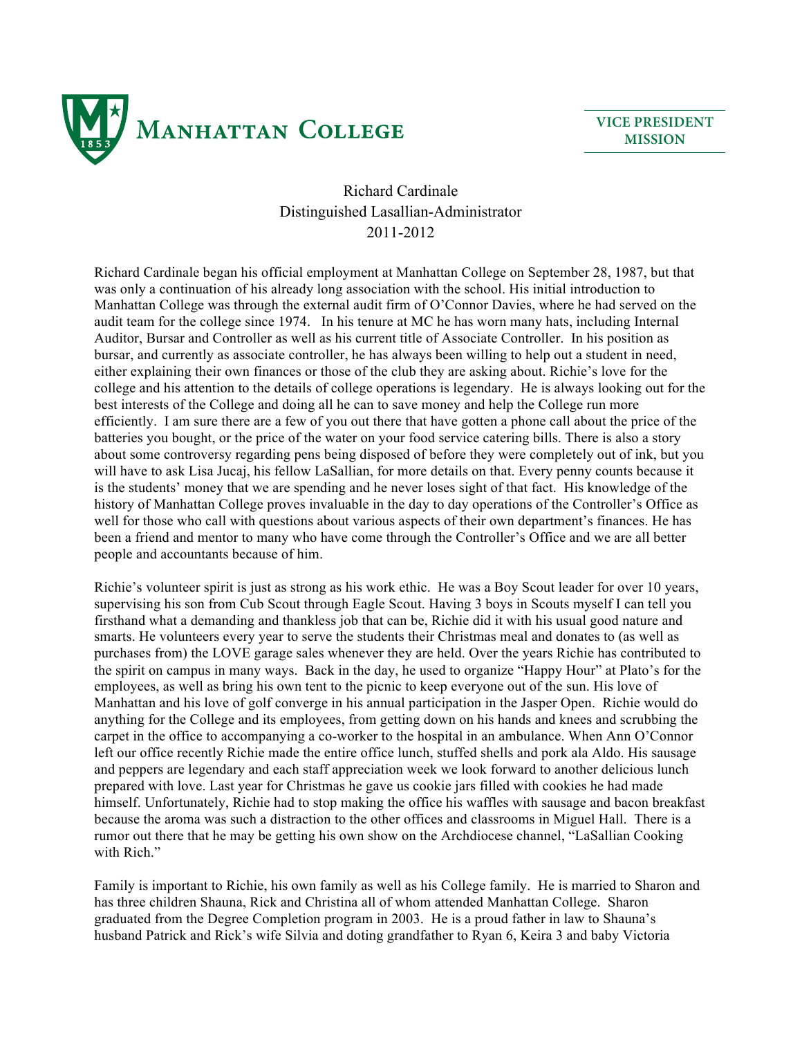MANHATTAN COLLEGE

VICE PRESIDENT
MISSION

Richard Cardinale
Distinguished Lasallian-Administrator
2011-2012

Richard Cardinale began his official employment at Manhattan College on September 28, 1987, but that was only a continuation of his already long association with the school. His initial introduction to Manhattan College was through the external audit firm of O'Connor Davies, where he had served on the audit team for the college since 1974. In his tenure at MC he has worn many hats, including Internal Auditor, Bursar and Controller as well as his current title of Associate Controller. In his position as bursar, and currently as associate controller, he has always been willing to help out a student in need, either explaining their own finances or those of the club they are asking about. Richie's love for the college and his attention to the details of college operations is legendary. He is always looking out for the best interests of the College and doing all he can to save money and help the College run more efficiently. I am sure there are a few of you out there that have gotten a phone call about the price of the batteries you bought, or the price of the water on your food service catering bills. There is also a story about some controversy regarding pens being disposed of before they were completely out of ink, but you will have to ask Lisa Jucaj, his fellow LaSallian, for more details on that. Every penny counts because it is the students' money that we are spending and he never loses sight of that fact. His knowledge of the history of Manhattan College proves invaluable in the day to day operations of the Controller's Office as well for those who call with questions about various aspects of their own department's finances. He has been a friend and mentor to many who have come through the Controller's Office and we are all better people and accountants because of him.

Richie's volunteer spirit is just as strong as his work ethic. He was a Boy Scout leader for over 10 years, supervising his son from Cub Scout through Eagle Scout. Having 3 boys in Scouts myself I can tell you firsthand what a demanding and thankless job that can be, Richie did it with his usual good nature and smarts. He volunteers every year to serve the students their Christmas meal and donates to (as well as purchases from) the LOVE garage sales whenever they are held. Over the years Richie has contributed to the spirit on campus in many ways. Back in the day, he used to organize "Happy Hour" at Plato's for the employees, as well as bring his own tent to the picnic to keep everyone out of the sun. His love of Manhattan and his love of golf converge in his annual participation in the Jasper Open. Richie would do anything for the College and its employees, from getting down on his hands and knees and scrubbing the carpet in the office to accompanying a co-worker to the hospital in an ambulance. When Ann O'Connor left our office recently Richie made the entire office lunch, stuffed shells and pork ala Aldo. His sausage and peppers are legendary and each staff appreciation week we look forward to another delicious lunch prepared with love. Last year for Christmas he gave us cookie jars filled with cookies he had made himself. Unfortunately, Richie had to stop making the office his waffles with sausage and bacon breakfast because the aroma was such a distraction to the other offices and classrooms in Miguel Hall. There is a rumor out there that he may be getting his own show on the Archdiocese channel, "LaSallian Cooking with Rich."

Family is important to Richie, his own family as well as his College family. He is married to Sharon and has three children Shauna, Rick and Christina all of whom attended Manhattan College. Sharon graduated from the Degree Completion program in 2003. He is a proud father in law to Shauna's husband Patrick and Rick's wife Silvia and doting grandfather to Ryan 6, Keira 3 and baby Victoria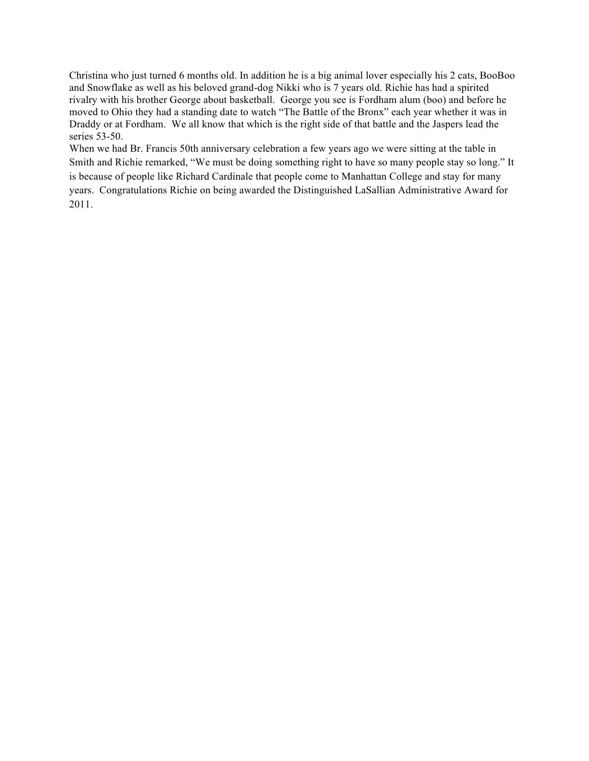Christina who just turned 6 months old. In addition he is a big animal lover especially his 2 cats, BooBoo and Snowflake as well as his beloved grand-dog Nikki who is 7 years old. Richie has had a spirited rivalry with his brother George about basketball.  George you see is Fordham alum (boo) and before he moved to Ohio they had a standing date to watch "The Battle of the Bronx" each year whether it was in Draddy or at Fordham.  We all know that which is the right side of that battle and the Jaspers lead the series 53-50.

When we had Br. Francis 50th anniversary celebration a few years ago we were sitting at the table in Smith and Richie remarked, "We must be doing something right to have so many people stay so long." It is because of people like Richard Cardinale that people come to Manhattan College and stay for many years.  Congratulations Richie on being awarded the Distinguished LaSallian Administrative Award for 2011.